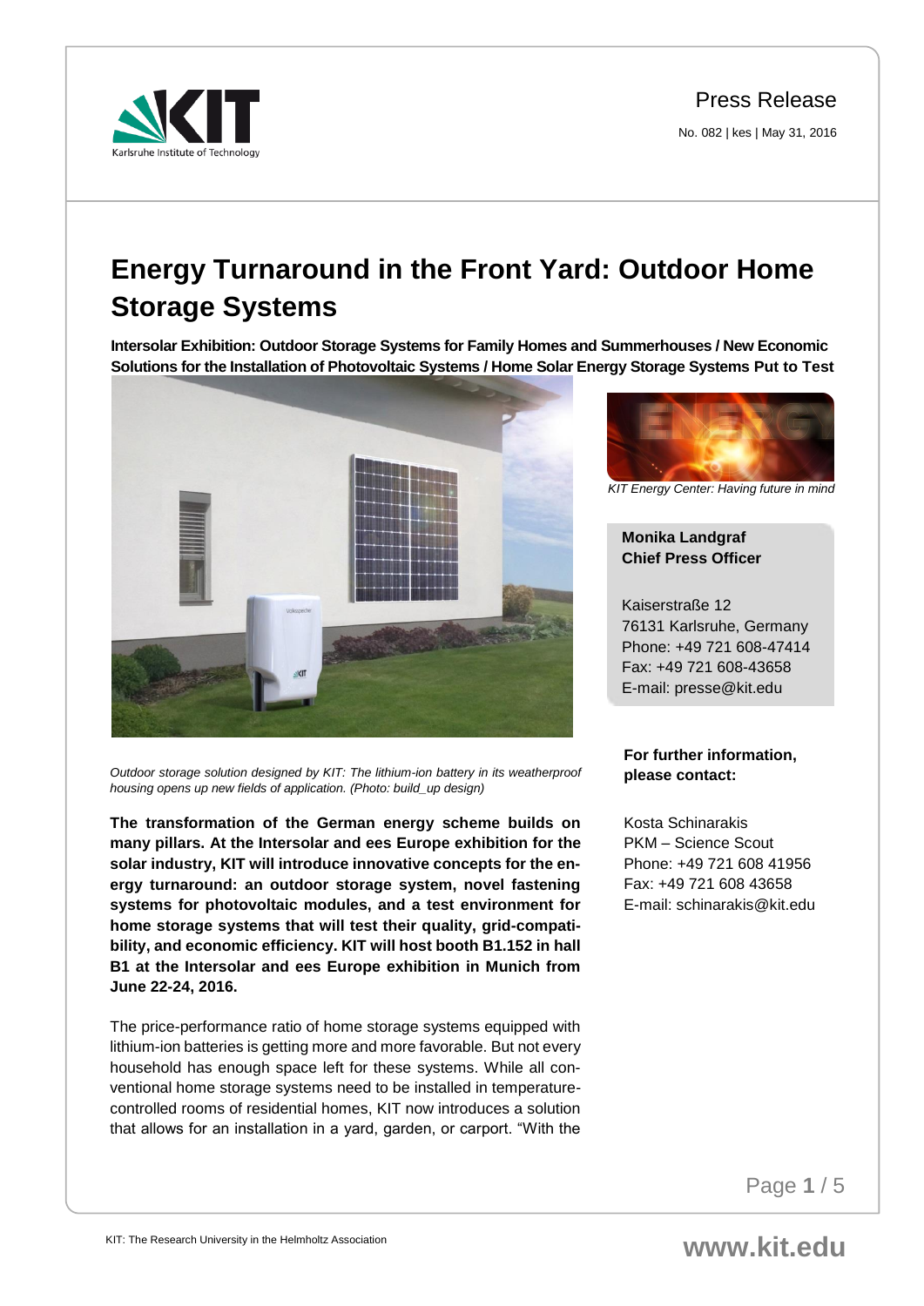Press Release

No. 082 | kes | May 31, 2016

# Energy Turnaround in the Front Yard: Outdoor Home Storage Systems

**Intersolar Exhibition: Outdoor Storage Systems for Family Homes and Summerhouses / New Economic Solutions for the Installation of Photovoltaic Systems / Home Solar Energy Storage Systems Put to Test**

*Outdoor storage solution designed by KIT: The lithium-ion battery in its weatherproof housing opens up new fields of application. (Photo: build_up design)*

*KIT Energy Center: Having future in mind*

**Monika Landgraf**
**Chief Press Officer**

Kaiserstraße 12
76131 Karlsruhe, Germany
Phone: +49 721 608-47414
Fax: +49 721 608-43658
E-mail: presse@kit.edu

**For further information, please contact:**

Kosta Schinarakis
PKM – Science Scout
Phone: +49 721 608 41956
Fax: +49 721 608 43658
E-mail: schinarakis@kit.edu

**The transformation of the German energy scheme builds on many pillars. At the Intersolar and ees Europe exhibition for the solar industry, KIT will introduce innovative concepts for the energy turnaround: an outdoor storage system, novel fastening systems for photovoltaic modules, and a test environment for home storage systems that will test their quality, grid-compatibility, and economic efficiency. KIT will host booth B1.152 in hall B1 at the Intersolar and ees Europe exhibition in Munich from June 22-24, 2016.**

The price-performance ratio of home storage systems equipped with lithium-ion batteries is getting more and more favorable. But not every household has enough space left for these systems. While all conventional home storage systems need to be installed in temperature-controlled rooms of residential homes, KIT now introduces a solution that allows for an installation in a yard, garden, or carport. "With the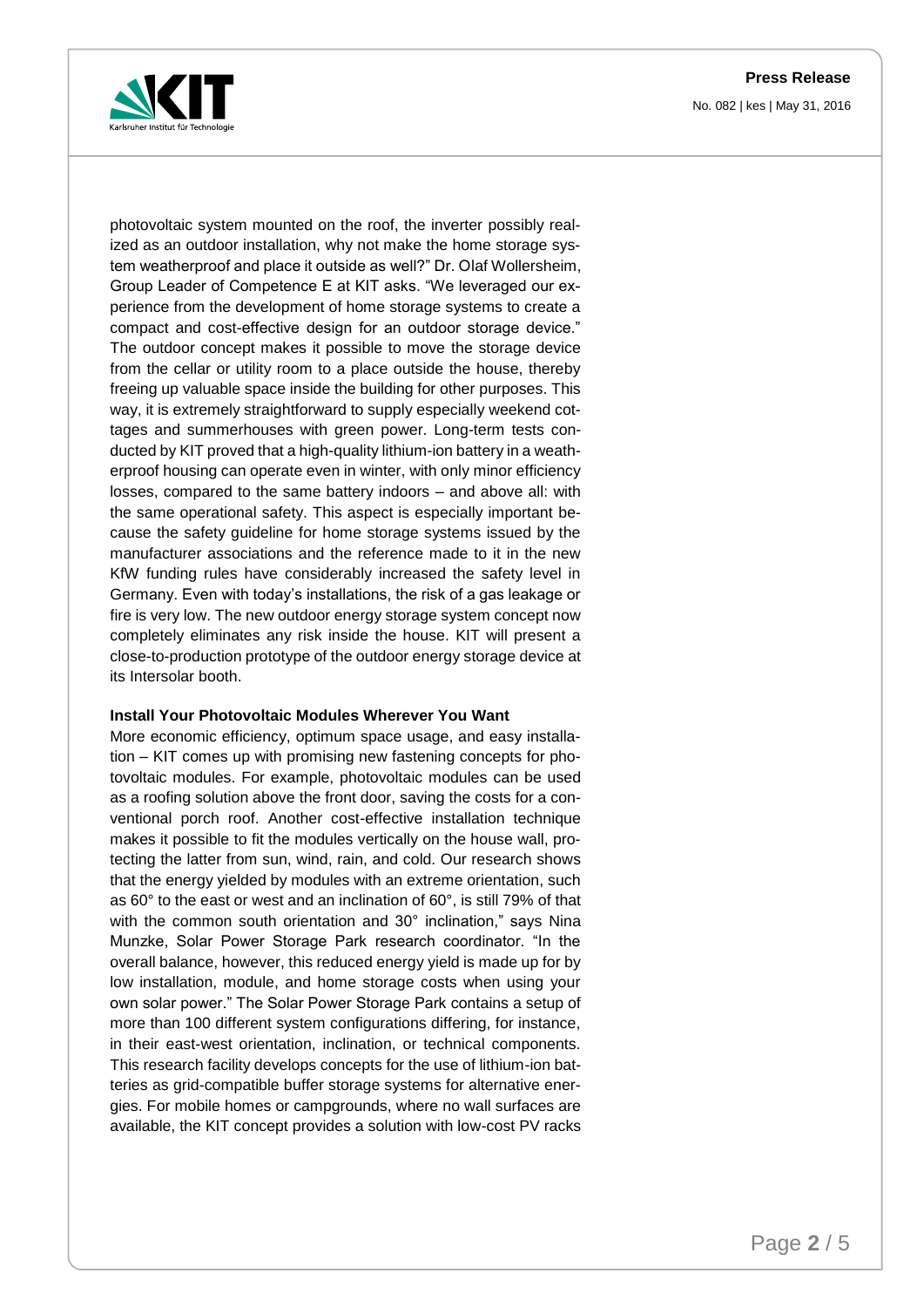photovoltaic system mounted on the roof, the inverter possibly realized as an outdoor installation, why not make the home storage system weatherproof and place it outside as well?" Dr. Olaf Wollersheim, Group Leader of Competence E at KIT asks. "We leveraged our experience from the development of home storage systems to create a compact and cost-effective design for an outdoor storage device." The outdoor concept makes it possible to move the storage device from the cellar or utility room to a place outside the house, thereby freeing up valuable space inside the building for other purposes. This way, it is extremely straightforward to supply especially weekend cottages and summerhouses with green power. Long-term tests conducted by KIT proved that a high-quality lithium-ion battery in a weatherproof housing can operate even in winter, with only minor efficiency losses, compared to the same battery indoors – and above all: with the same operational safety. This aspect is especially important because the safety guideline for home storage systems issued by the manufacturer associations and the reference made to it in the new KfW funding rules have considerably increased the safety level in Germany. Even with today's installations, the risk of a gas leakage or fire is very low. The new outdoor energy storage system concept now completely eliminates any risk inside the house. KIT will present a close-to-production prototype of the outdoor energy storage device at its Intersolar booth.

**Install Your Photovoltaic Modules Wherever You Want**

More economic efficiency, optimum space usage, and easy installation – KIT comes up with promising new fastening concepts for photovoltaic modules. For example, photovoltaic modules can be used as a roofing solution above the front door, saving the costs for a conventional porch roof. Another cost-effective installation technique makes it possible to fit the modules vertically on the house wall, protecting the latter from sun, wind, rain, and cold. Our research shows that the energy yielded by modules with an extreme orientation, such as 60° to the east or west and an inclination of 60°, is still 79% of that with the common south orientation and 30° inclination," says Nina Munzke, Solar Power Storage Park research coordinator. "In the overall balance, however, this reduced energy yield is made up for by low installation, module, and home storage costs when using your own solar power." The Solar Power Storage Park contains a setup of more than 100 different system configurations differing, for instance, in their east-west orientation, inclination, or technical components. This research facility develops concepts for the use of lithium-ion batteries as grid-compatible buffer storage systems for alternative energies. For mobile homes or campgrounds, where no wall surfaces are available, the KIT concept provides a solution with low-cost PV racks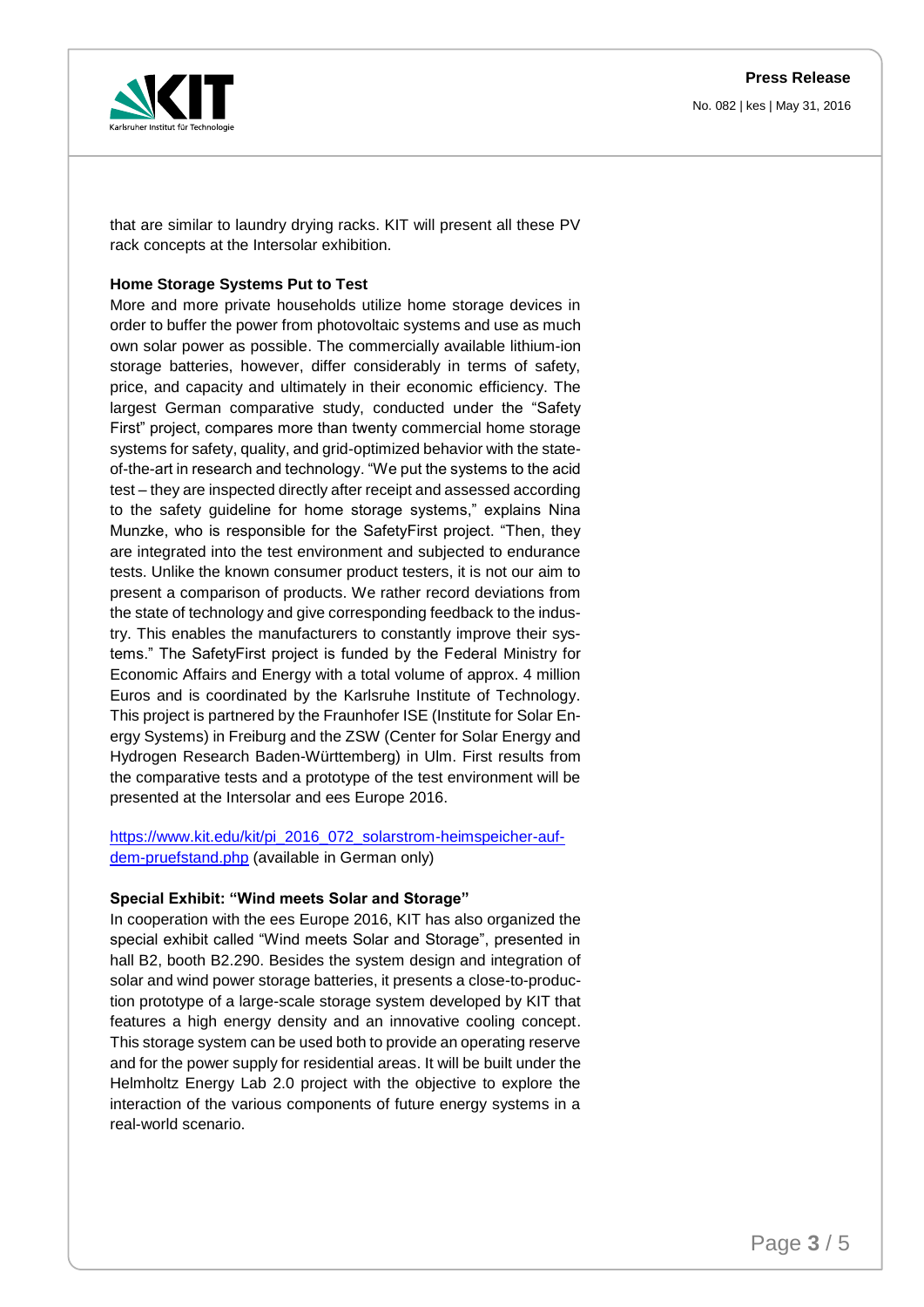that are similar to laundry drying racks. KIT will present all these PV rack concepts at the Intersolar exhibition.

**Home Storage Systems Put to Test**

More and more private households utilize home storage devices in order to buffer the power from photovoltaic systems and use as much own solar power as possible. The commercially available lithium-ion storage batteries, however, differ considerably in terms of safety, price, and capacity and ultimately in their economic efficiency. The largest German comparative study, conducted under the "Safety First" project, compares more than twenty commercial home storage systems for safety, quality, and grid-optimized behavior with the state-of-the-art in research and technology. "We put the systems to the acid test – they are inspected directly after receipt and assessed according to the safety guideline for home storage systems," explains Nina Munzke, who is responsible for the SafetyFirst project. "Then, they are integrated into the test environment and subjected to endurance tests. Unlike the known consumer product testers, it is not our aim to present a comparison of products. We rather record deviations from the state of technology and give corresponding feedback to the industry. This enables the manufacturers to constantly improve their systems." The SafetyFirst project is funded by the Federal Ministry for Economic Affairs and Energy with a total volume of approx. 4 million Euros and is coordinated by the Karlsruhe Institute of Technology. This project is partnered by the Fraunhofer ISE (Institute for Solar Energy Systems) in Freiburg and the ZSW (Center for Solar Energy and Hydrogen Research Baden-Württemberg) in Ulm. First results from the comparative tests and a prototype of the test environment will be presented at the Intersolar and ees Europe 2016.

[https://www.kit.edu/kit/pi_2016_072_solarstrom-heimspeicher-auf-dem-pruefstand.php](https://www.kit.edu/kit/pi_2016_072_solarstrom-heimspeicher-auf-dem-pruefstand.php) (available in German only)

**Special Exhibit: "Wind meets Solar and Storage"**

In cooperation with the ees Europe 2016, KIT has also organized the special exhibit called "Wind meets Solar and Storage", presented in hall B2, booth B2.290. Besides the system design and integration of solar and wind power storage batteries, it presents a close-to-production prototype of a large-scale storage system developed by KIT that features a high energy density and an innovative cooling concept. This storage system can be used both to provide an operating reserve and for the power supply for residential areas. It will be built under the Helmholtz Energy Lab 2.0 project with the objective to explore the interaction of the various components of future energy systems in a real-world scenario.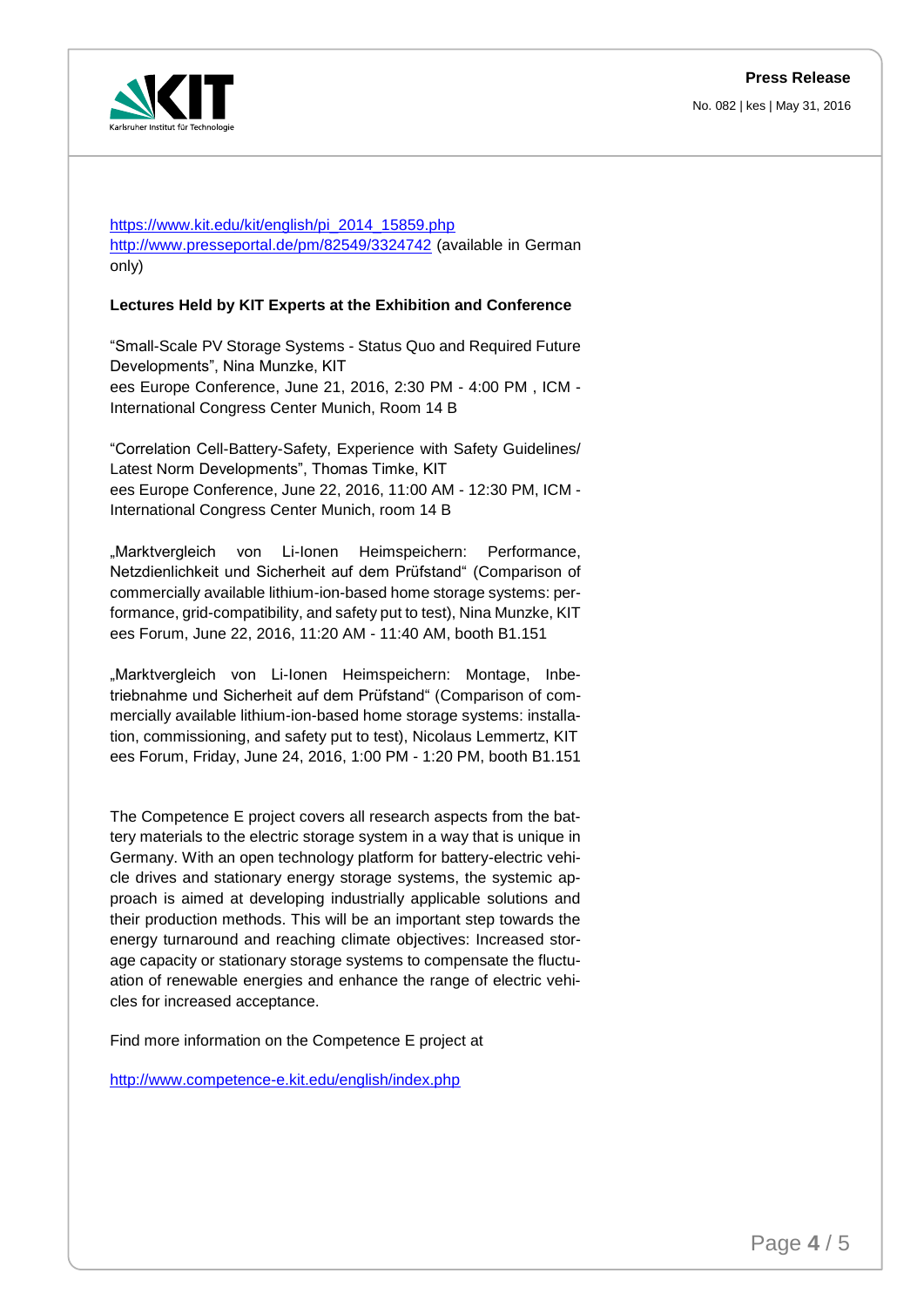https://www.kit.edu/kit/english/pi_2014_15859.php
http://www.presseportal.de/pm/82549/3324742 (available in German only)

**Lectures Held by KIT Experts at the Exhibition and Conference**

"Small-Scale PV Storage Systems - Status Quo and Required Future Developments", Nina Munzke, KIT
ees Europe Conference, June 21, 2016, 2:30 PM - 4:00 PM , ICM - International Congress Center Munich, Room 14 B

"Correlation Cell-Battery-Safety, Experience with Safety Guidelines/ Latest Norm Developments", Thomas Timke, KIT
ees Europe Conference, June 22, 2016, 11:00 AM - 12:30 PM, ICM - International Congress Center Munich, room 14 B

„Marktvergleich von Li-Ionen Heimspeichern: Performance, Netzdienlichkeit und Sicherheit auf dem Prüfstand" (Comparison of commercially available lithium-ion-based home storage systems: performance, grid-compatibility, and safety put to test), Nina Munzke, KIT
ees Forum, June 22, 2016, 11:20 AM - 11:40 AM, booth B1.151

„Marktvergleich von Li-Ionen Heimspeichern: Montage, Inbetriebnahme und Sicherheit auf dem Prüfstand" (Comparison of commercially available lithium-ion-based home storage systems: installation, commissioning, and safety put to test), Nicolaus Lemmertz, KIT
ees Forum, Friday, June 24, 2016, 1:00 PM - 1:20 PM, booth B1.151

The Competence E project covers all research aspects from the battery materials to the electric storage system in a way that is unique in Germany. With an open technology platform for battery-electric vehicle drives and stationary energy storage systems, the systemic approach is aimed at developing industrially applicable solutions and their production methods. This will be an important step towards the energy turnaround and reaching climate objectives: Increased storage capacity or stationary storage systems to compensate the fluctuation of renewable energies and enhance the range of electric vehicles for increased acceptance.

Find more information on the Competence E project at

http://www.competence-e.kit.edu/english/index.php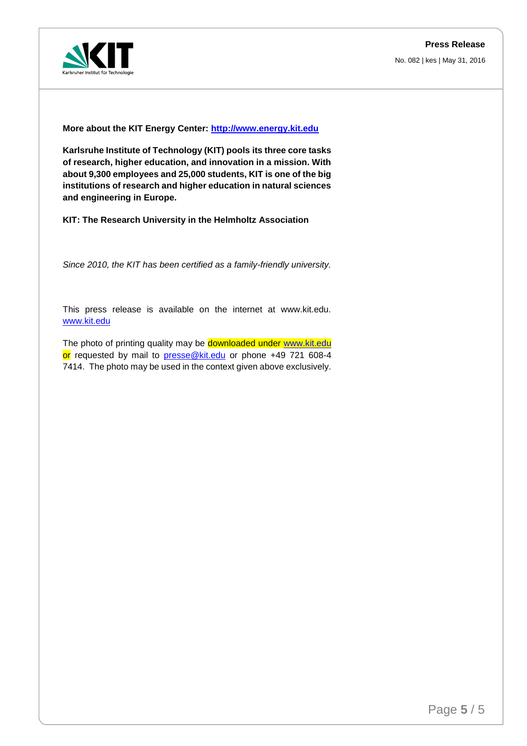**More about the KIT Energy Center: http://www.energy.kit.edu**

**Karlsruhe Institute of Technology (KIT) pools its three core tasks of research, higher education, and innovation in a mission. With about 9,300 employees and 25,000 students, KIT is one of the big institutions of research and higher education in natural sciences and engineering in Europe.**

**KIT: The Research University in the Helmholtz Association**

*Since 2010, the KIT has been certified as a family-friendly university.*

This press release is available on the internet at www.kit.edu. www.kit.edu

The photo of printing quality may be downloaded under www.kit.edu or requested by mail to presse@kit.edu or phone +49 721 608-4 7414. The photo may be used in the context given above exclusively.